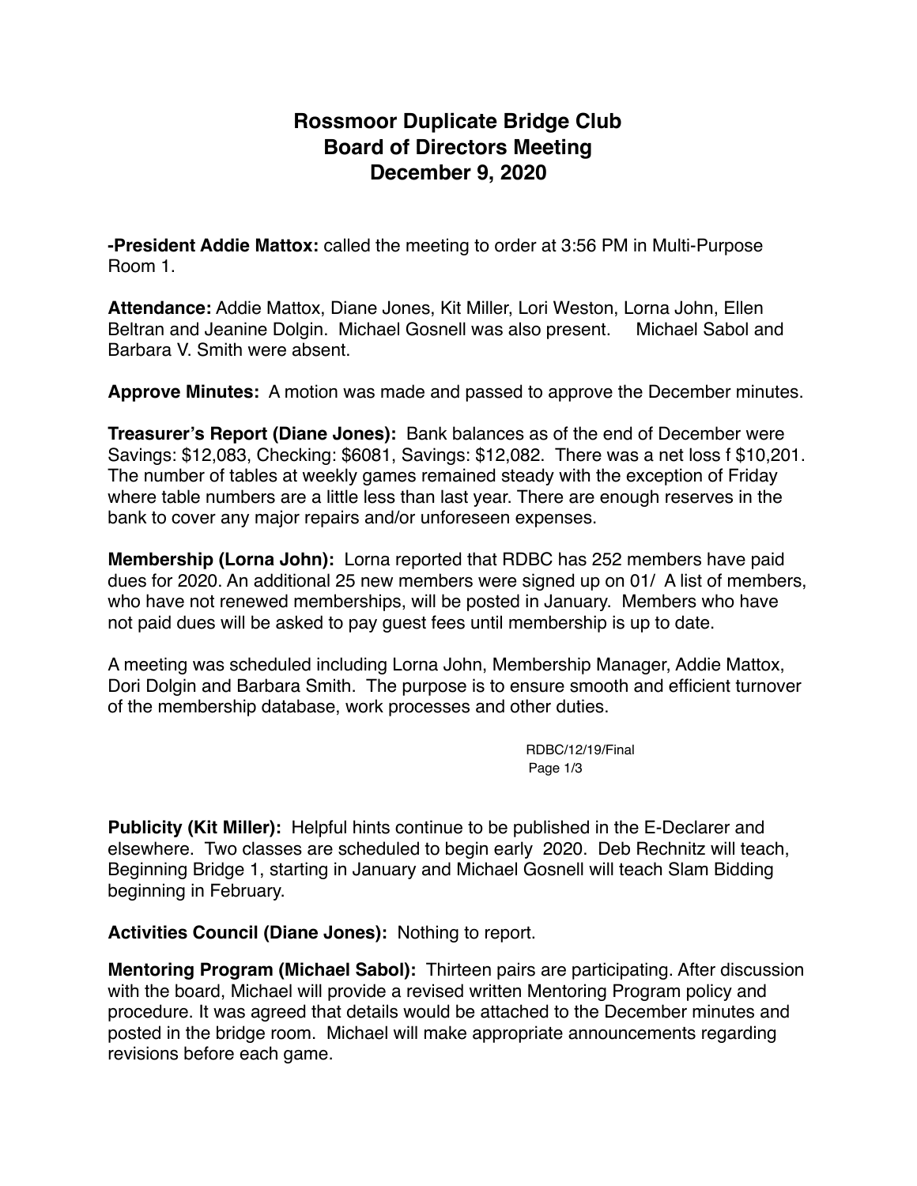# Rossmoor Duplicate Bridge Club
## Board of Directors Meeting
## December 9, 2020

**-President Addie Mattox:** called the meeting to order at 3:56 PM in Multi-Purpose Room 1.

**Attendance:** Addie Mattox, Diane Jones, Kit Miller, Lori Weston, Lorna John, Ellen Beltran and Jeanine Dolgin. Michael Gosnell was also present. Michael Sabol and Barbara V. Smith were absent.

**Approve Minutes:** A motion was made and passed to approve the December minutes.

**Treasurer's Report (Diane Jones):** Bank balances as of the end of December were Savings: $12,083, Checking: $6081, Savings: $12,082. There was a net loss f $10,201. The number of tables at weekly games remained steady with the exception of Friday where table numbers are a little less than last year. There are enough reserves in the bank to cover any major repairs and/or unforeseen expenses.

**Membership (Lorna John):** Lorna reported that RDBC has 252 members have paid dues for 2020. An additional 25 new members were signed up on 01/ A list of members, who have not renewed memberships, will be posted in January. Members who have not paid dues will be asked to pay guest fees until membership is up to date.

A meeting was scheduled including Lorna John, Membership Manager, Addie Mattox, Dori Dolgin and Barbara Smith. The purpose is to ensure smooth and efficient turnover of the membership database, work processes and other duties.

RDBC/12/19/Final

**Publicity (Kit Miller):** Helpful hints continue to be published in the E-Declarer and elsewhere. Two classes are scheduled to begin early 2020. Deb Rechnitz will teach, Beginning Bridge 1, starting in January and Michael Gosnell will teach Slam Bidding beginning in February.

**Activities Council (Diane Jones):** Nothing to report.

**Mentoring Program (Michael Sabol):** Thirteen pairs are participating. After discussion with the board, Michael will provide a revised written Mentoring Program policy and procedure. It was agreed that details would be attached to the December minutes and posted in the bridge room. Michael will make appropriate announcements regarding revisions before each game.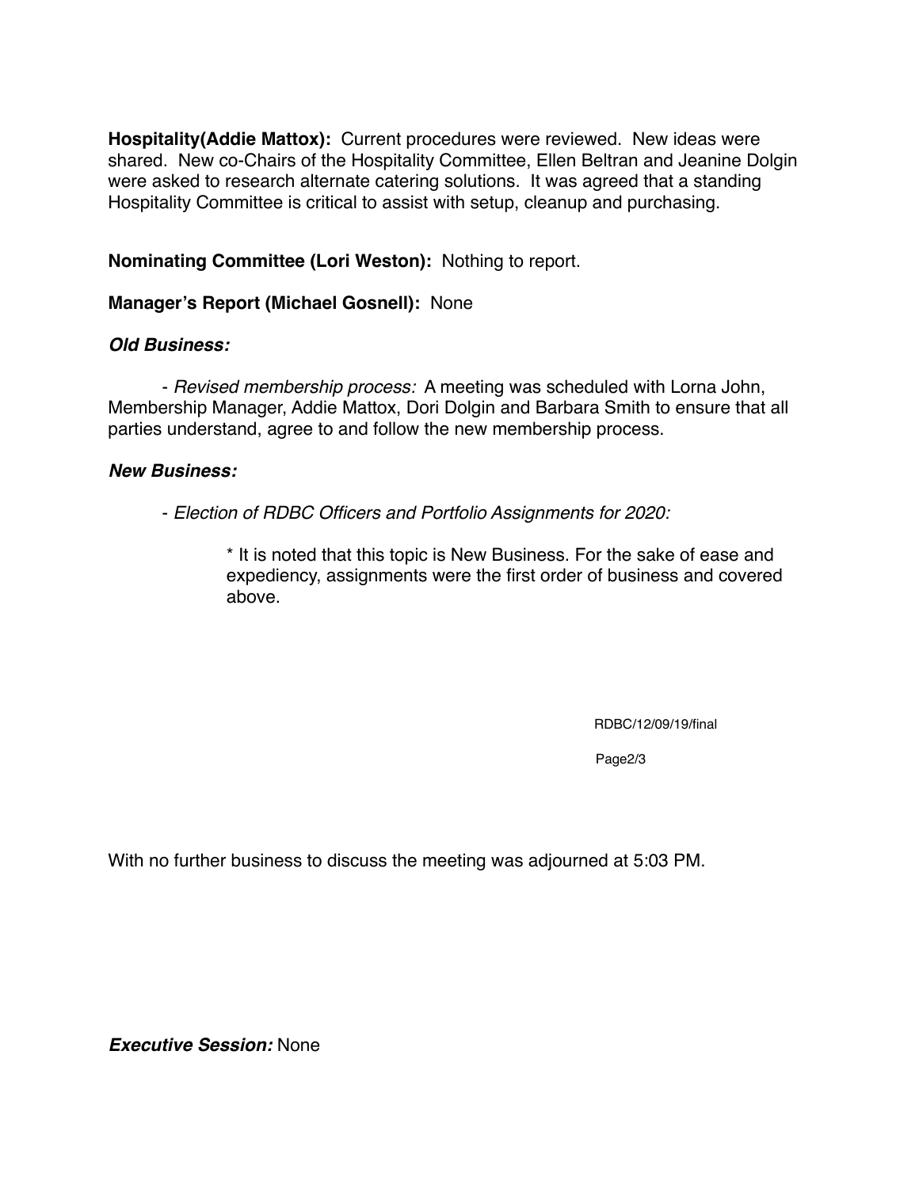**Hospitality(Addie Mattox):** Current procedures were reviewed. New ideas were shared. New co-Chairs of the Hospitality Committee, Ellen Beltran and Jeanine Dolgin were asked to research alternate catering solutions. It was agreed that a standing Hospitality Committee is critical to assist with setup, cleanup and purchasing.

**Nominating Committee (Lori Weston):** Nothing to report.

**Manager's Report (Michael Gosnell):** None

***Old Business:***

- *Revised membership process:* A meeting was scheduled with Lorna John, Membership Manager, Addie Mattox, Dori Dolgin and Barbara Smith to ensure that all parties understand, agree to and follow the new membership process.

***New Business:***

- *Election of RDBC Officers and Portfolio Assignments for 2020:*

  * It is noted that this topic is New Business. For the sake of ease and expediency, assignments were the first order of business and covered above.

RDBC/12/09/19/final

With no further business to discuss the meeting was adjourned at 5:03 PM.

***Executive Session:*** None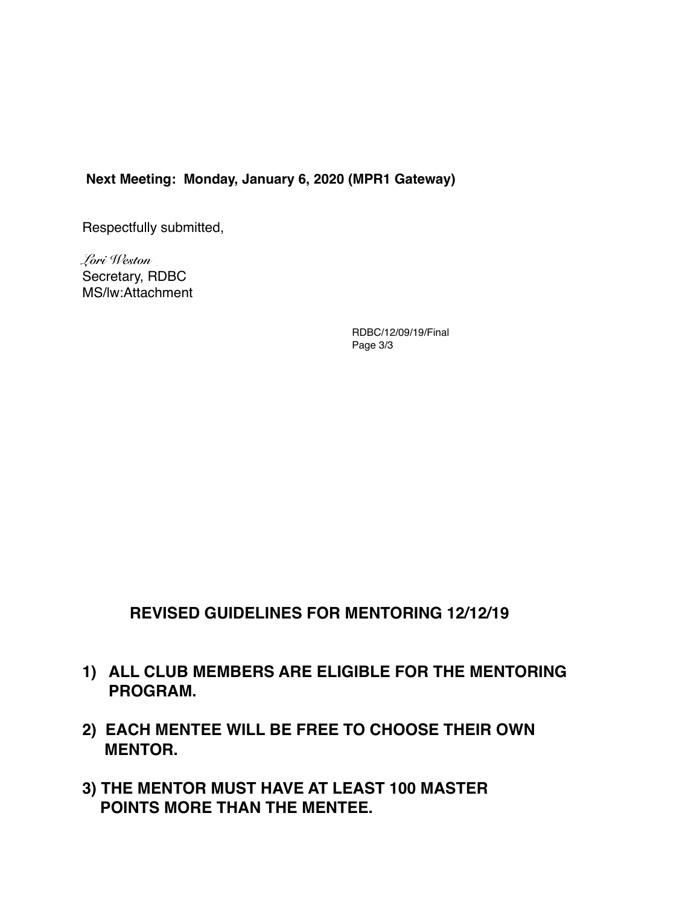**Next Meeting: Monday, January 6, 2020 (MPR1 Gateway)**

Respectfully submitted,

*Lori Weston*
Secretary, RDBC
MS/lw:Attachment

RDBC/12/09/19/Final

## REVISED GUIDELINES FOR MENTORING 12/12/19

1) **ALL CLUB MEMBERS ARE ELIGIBLE FOR THE MENTORING PROGRAM.**

2) **EACH MENTEE WILL BE FREE TO CHOOSE THEIR OWN MENTOR.**

3) **THE MENTOR MUST HAVE AT LEAST 100 MASTER POINTS MORE THAN THE MENTEE.**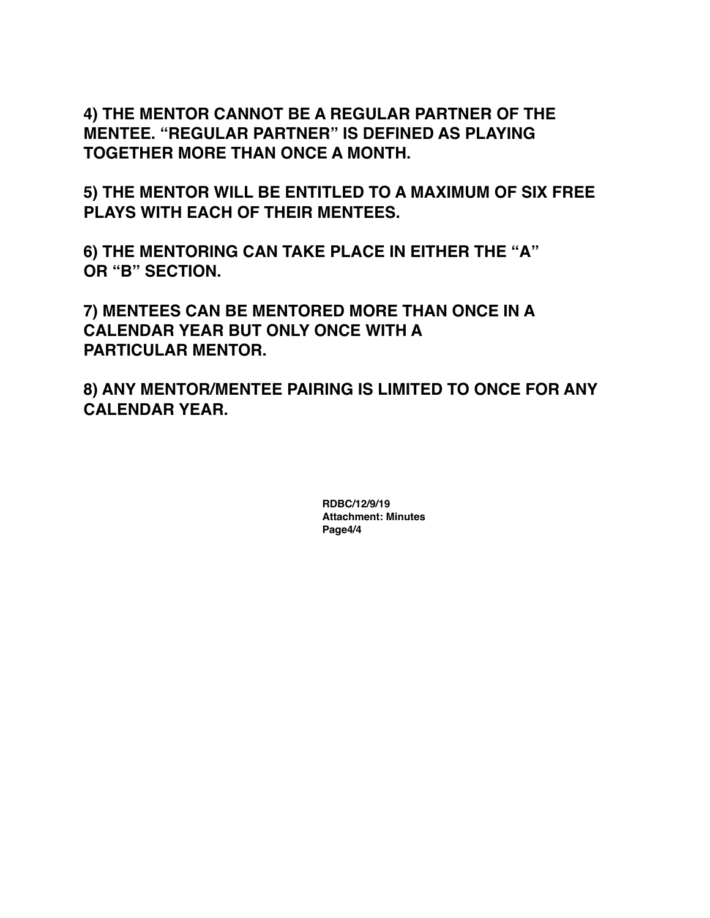**4) THE MENTOR CANNOT BE A REGULAR PARTNER OF THE MENTEE. "REGULAR PARTNER" IS DEFINED AS PLAYING TOGETHER MORE THAN ONCE A MONTH.**

**5) THE MENTOR WILL BE ENTITLED TO A MAXIMUM OF SIX FREE PLAYS WITH EACH OF THEIR MENTEES.**

**6) THE MENTORING CAN TAKE PLACE IN EITHER THE "A" OR "B" SECTION.**

**7) MENTEES CAN BE MENTORED MORE THAN ONCE IN A CALENDAR YEAR BUT ONLY ONCE WITH A PARTICULAR MENTOR.**

**8) ANY MENTOR/MENTEE PAIRING IS LIMITED TO ONCE FOR ANY CALENDAR YEAR.**